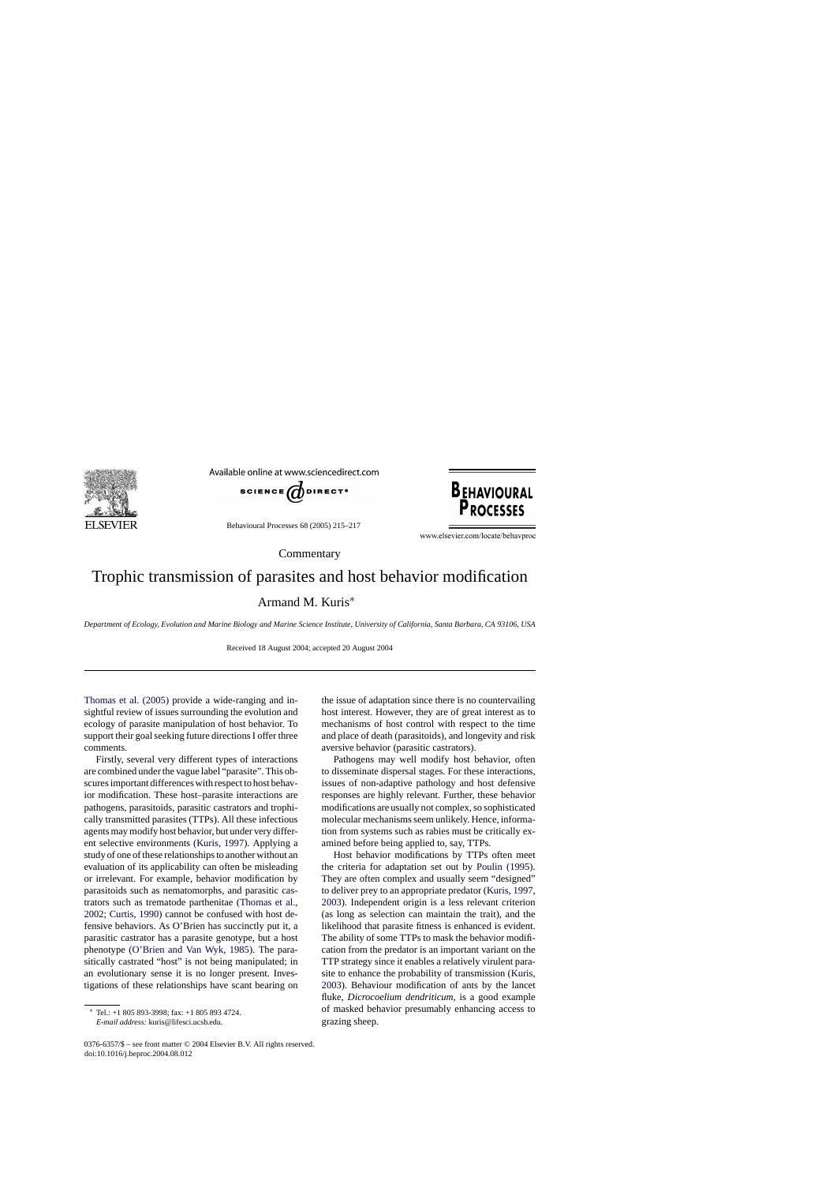Commentary

# Trophic transmission of parasites and host behavior modification

Armand M. Kuris*

*Department of Ecology, Evolution and Marine Biology and Marine Science Institute, University of California, Santa Barbara, CA 93106, USA*

Received 18 August 2004; accepted 20 August 2004

---

Thomas et al. (2005) provide a wide-ranging and insightful review of issues surrounding the evolution and ecology of parasite manipulation of host behavior. To support their goal seeking future directions I offer three comments.

Firstly, several very different types of interactions are combined under the vague label "parasite". This obscures important differences with respect to host behavior modification. These host–parasite interactions are pathogens, parasitoids, parasitic castrators and trophically transmitted parasites (TTPs). All these infectious agents may modify host behavior, but under very different selective environments (Kuris, 1997). Applying a study of one of these relationships to another without an evaluation of its applicability can often be misleading or irrelevant. For example, behavior modification by parasitoids such as nematomorphs, and parasitic castrators such as trematode parthenitae (Thomas et al., 2002; Curtis, 1990) cannot be confused with host defensive behaviors. As O'Brien has succinctly put it, a parasitic castrator has a parasite genotype, but a host phenotype (O'Brien and Van Wyk, 1985). The parasitically castrated "host" is not being manipulated; in an evolutionary sense it is no longer present. Investigations of these relationships have scant bearing on the issue of adaptation since there is no countervailing host interest. However, they are of great interest as to mechanisms of host control with respect to the time and place of death (parasitoids), and longevity and risk aversive behavior (parasitic castrators).

Pathogens may well modify host behavior, often to disseminate dispersal stages. For these interactions, issues of non-adaptive pathology and host defensive responses are highly relevant. Further, these behavior modifications are usually not complex, so sophisticated molecular mechanisms seem unlikely. Hence, information from systems such as rabies must be critically examined before being applied to, say, TTPs.

Host behavior modifications by TTPs often meet the criteria for adaptation set out by Poulin (1995). They are often complex and usually seem "designed" to deliver prey to an appropriate predator (Kuris, 1997, 2003). Independent origin is a less relevant criterion (as long as selection can maintain the trait), and the likelihood that parasite fitness is enhanced is evident. The ability of some TTPs to mask the behavior modification from the predator is an important variant on the TTP strategy since it enables a relatively virulent parasite to enhance the probability of transmission (Kuris, 2003). Behaviour modification of ants by the lancet fluke, *Dicrocoelium dendriticum*, is a good example of masked behavior presumably enhancing access to grazing sheep.

---

* Tel.: +1 805 893-3998; fax: +1 805 893 4724.
*E-mail address:* kuris@lifesci.ucsb.edu.

0376-6357/$ – see front matter © 2004 Elsevier B.V. All rights reserved.
doi:10.1016/j.beproc.2004.08.012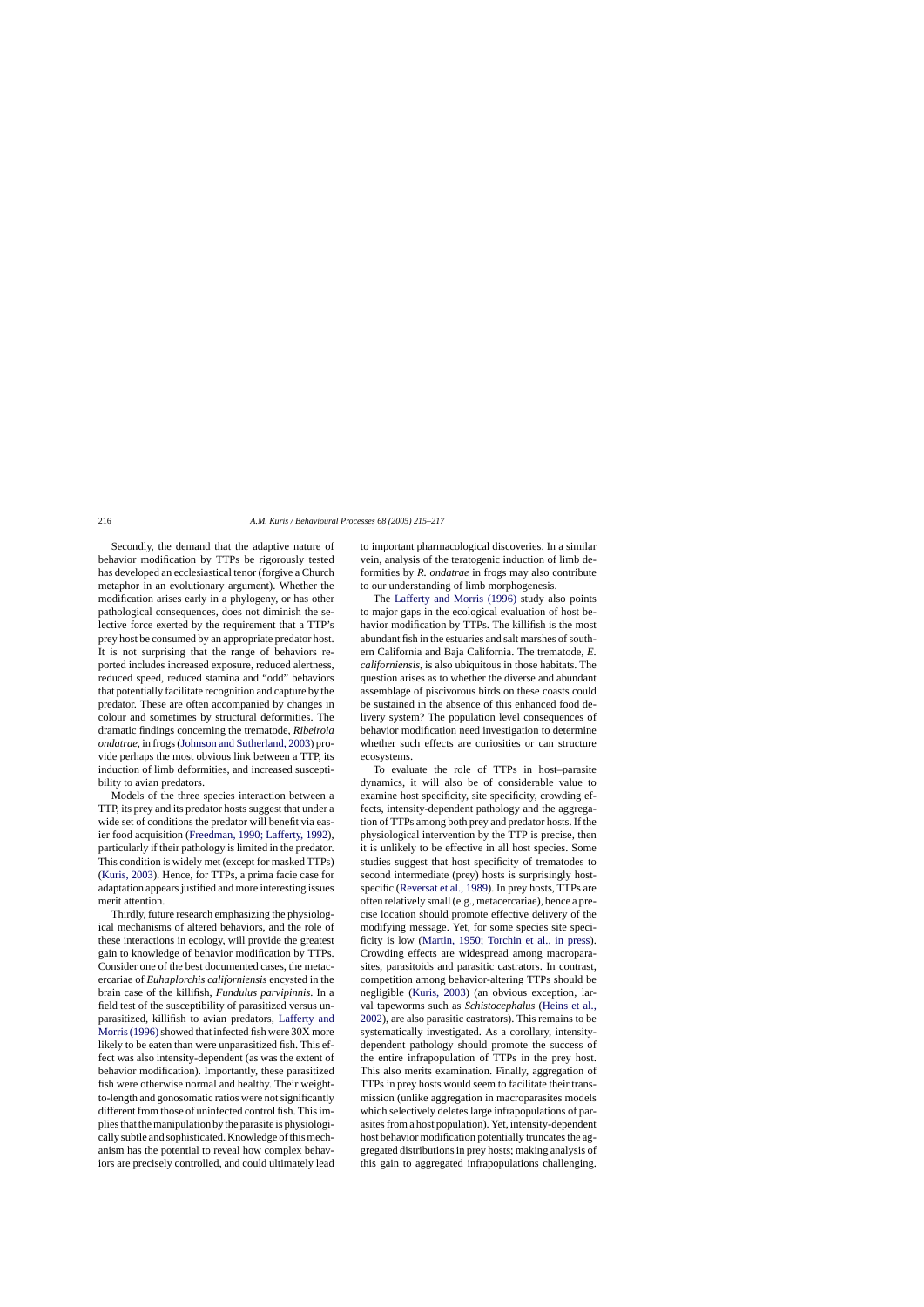Secondly, the demand that the adaptive nature of behavior modification by TTPs be rigorously tested has developed an ecclesiastical tenor (forgive a Church metaphor in an evolutionary argument). Whether the modification arises early in a phylogeny, or has other pathological consequences, does not diminish the selective force exerted by the requirement that a TTP's prey host be consumed by an appropriate predator host. It is not surprising that the range of behaviors reported includes increased exposure, reduced alertness, reduced speed, reduced stamina and "odd" behaviors that potentially facilitate recognition and capture by the predator. These are often accompanied by changes in colour and sometimes by structural deformities. The dramatic findings concerning the trematode, *Ribeiroia ondatrae*, in frogs (Johnson and Sutherland, 2003) provide perhaps the most obvious link between a TTP, its induction of limb deformities, and increased susceptibility to avian predators.

Models of the three species interaction between a TTP, its prey and its predator hosts suggest that under a wide set of conditions the predator will benefit via easier food acquisition (Freedman, 1990; Lafferty, 1992), particularly if their pathology is limited in the predator. This condition is widely met (except for masked TTPs) (Kuris, 2003). Hence, for TTPs, a prima facie case for adaptation appears justified and more interesting issues merit attention.

Thirdly, future research emphasizing the physiological mechanisms of altered behaviors, and the role of these interactions in ecology, will provide the greatest gain to knowledge of behavior modification by TTPs. Consider one of the best documented cases, the metacercariae of *Euhaplorchis californiensis* encysted in the brain case of the killifish, *Fundulus parvipinnis*. In a field test of the susceptibility of parasitized versus unparasitized, killifish to avian predators, Lafferty and Morris (1996) showed that infected fish were 30X more likely to be eaten than were unparasitized fish. This effect was also intensity-dependent (as was the extent of behavior modification). Importantly, these parasitized fish were otherwise normal and healthy. Their weight-to-length and gonosomatic ratios were not significantly different from those of uninfected control fish. This implies that the manipulation by the parasite is physiologically subtle and sophisticated. Knowledge of this mechanism has the potential to reveal how complex behaviors are precisely controlled, and could ultimately lead to important pharmacological discoveries. In a similar vein, analysis of the teratogenic induction of limb deformities by *R. ondatrae* in frogs may also contribute to our understanding of limb morphogenesis.

The Lafferty and Morris (1996) study also points to major gaps in the ecological evaluation of host behavior modification by TTPs. The killifish is the most abundant fish in the estuaries and salt marshes of southern California and Baja California. The trematode, *E. californiensis*, is also ubiquitous in those habitats. The question arises as to whether the diverse and abundant assemblage of piscivorous birds on these coasts could be sustained in the absence of this enhanced food delivery system? The population level consequences of behavior modification need investigation to determine whether such effects are curiosities or can structure ecosystems.

To evaluate the role of TTPs in host–parasite dynamics, it will also be of considerable value to examine host specificity, site specificity, crowding effects, intensity-dependent pathology and the aggregation of TTPs among both prey and predator hosts. If the physiological intervention by the TTP is precise, then it is unlikely to be effective in all host species. Some studies suggest that host specificity of trematodes to second intermediate (prey) hosts is surprisingly host-specific (Reversat et al., 1989). In prey hosts, TTPs are often relatively small (e.g., metacercariae), hence a precise location should promote effective delivery of the modifying message. Yet, for some species site specificity is low (Martin, 1950; Torchin et al., in press). Crowding effects are widespread among macroparasites, parasitoids and parasitic castrators. In contrast, competition among behavior-altering TTPs should be negligible (Kuris, 2003) (an obvious exception, larval tapeworms such as *Schistocephalus* (Heins et al., 2002), are also parasitic castrators). This remains to be systematically investigated. As a corollary, intensity-dependent pathology should promote the success of the entire infrapopulation of TTPs in the prey host. This also merits examination. Finally, aggregation of TTPs in prey hosts would seem to facilitate their transmission (unlike aggregation in macroparasites models which selectively deletes large infrapopulations of parasites from a host population). Yet, intensity-dependent host behavior modification potentially truncates the aggregated distributions in prey hosts; making analysis of this gain to aggregated infrapopulations challenging.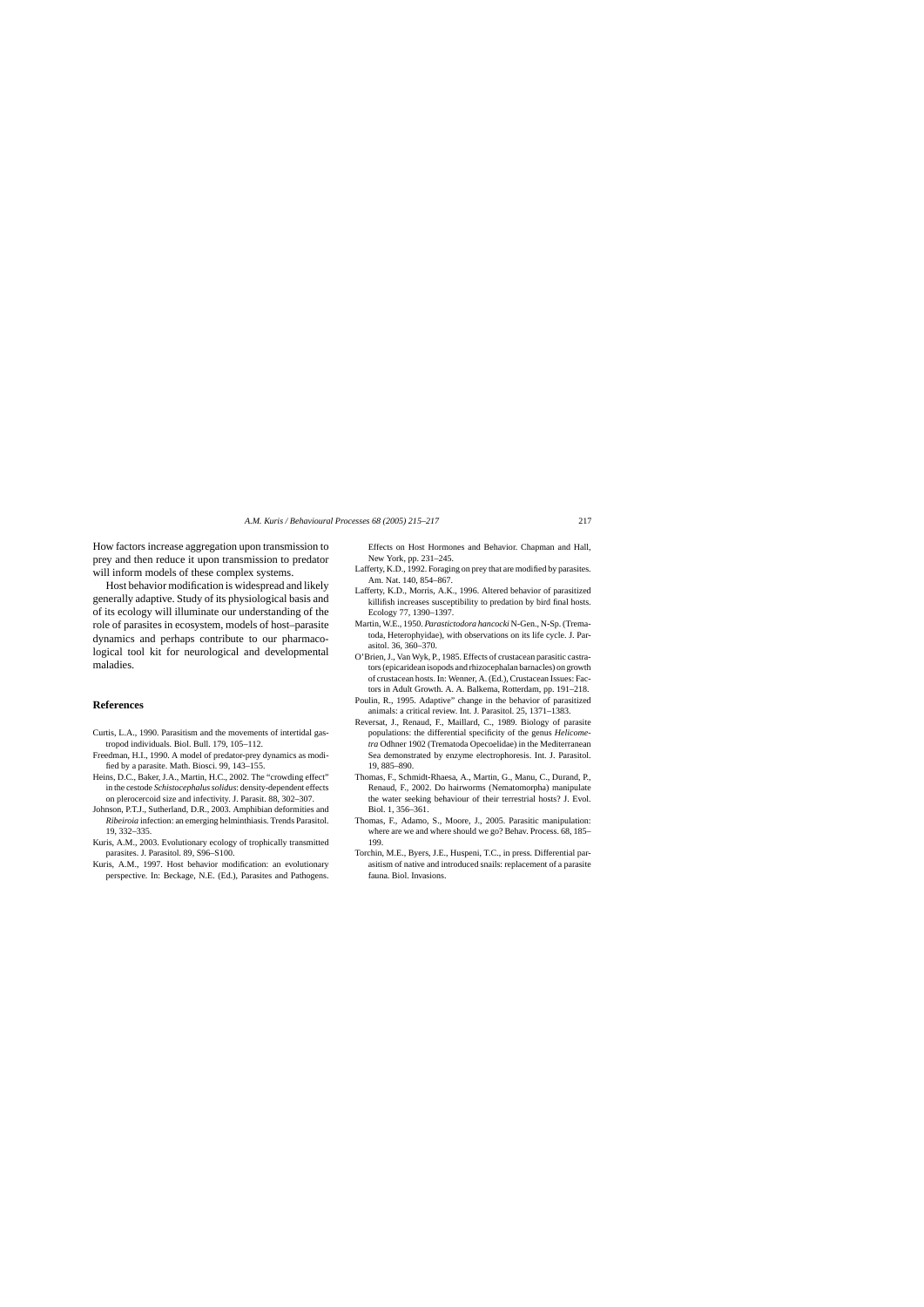How factors increase aggregation upon transmission to prey and then reduce it upon transmission to predator will inform models of these complex systems.

Host behavior modification is widespread and likely generally adaptive. Study of its physiological basis and of its ecology will illuminate our understanding of the role of parasites in ecosystem, models of host–parasite dynamics and perhaps contribute to our pharmacological tool kit for neurological and developmental maladies.

## References

Curtis, L.A., 1990. Parasitism and the movements of intertidal gastropod individuals. Biol. Bull. 179, 105–112.

Freedman, H.I., 1990. A model of predator-prey dynamics as modified by a parasite. Math. Biosci. 99, 143–155.

Heins, D.C., Baker, J.A., Martin, H.C., 2002. The "crowding effect" in the cestode *Schistocephalus solidus*: density-dependent effects on plerocercoid size and infectivity. J. Parasit. 88, 302–307.

Johnson, P.T.J., Sutherland, D.R., 2003. Amphibian deformities and *Ribeiroia* infection: an emerging helminthiasis. Trends Parasitol. 19, 332–335.

Kuris, A.M., 2003. Evolutionary ecology of trophically transmitted parasites. J. Parasitol. 89, S96–S100.

Kuris, A.M., 1997. Host behavior modification: an evolutionary perspective. In: Beckage, N.E. (Ed.), Parasites and Pathogens. Effects on Host Hormones and Behavior. Chapman and Hall, New York, pp. 231–245.

Lafferty, K.D., 1992. Foraging on prey that are modified by parasites. Am. Nat. 140, 854–867.

Lafferty, K.D., Morris, A.K., 1996. Altered behavior of parasitized killifish increases susceptibility to predation by bird final hosts. Ecology 77, 1390–1397.

Martin, W.E., 1950. *Parastictodora hancocki* N-Gen., N-Sp. (Trematoda, Heterophyidae), with observations on its life cycle. J. Parasitol. 36, 360–370.

O'Brien, J., Van Wyk, P., 1985. Effects of crustacean parasitic castrators (epicaridean isopods and rhizocephalan barnacles) on growth of crustacean hosts. In: Wenner, A. (Ed.), Crustacean Issues: Factors in Adult Growth. A. A. Balkema, Rotterdam, pp. 191–218.

Poulin, R., 1995. Adaptive" change in the behavior of parasitized animals: a critical review. Int. J. Parasitol. 25, 1371–1383.

Reversat, J., Renaud, F., Maillard, C., 1989. Biology of parasite populations: the differential specificity of the genus *Helicometra* Odhner 1902 (Trematoda Opecoelidae) in the Mediterranean Sea demonstrated by enzyme electrophoresis. Int. J. Parasitol. 19, 885–890.

Thomas, F., Schmidt-Rhaesa, A., Martin, G., Manu, C., Durand, P., Renaud, F., 2002. Do hairworms (Nematomorpha) manipulate the water seeking behaviour of their terrestrial hosts? J. Evol. Biol. 1, 356–361.

Thomas, F., Adamo, S., Moore, J., 2005. Parasitic manipulation: where are we and where should we go? Behav. Process. 68, 185–199.

Torchin, M.E., Byers, J.E., Huspeni, T.C., in press. Differential parasitism of native and introduced snails: replacement of a parasite fauna. Biol. Invasions.